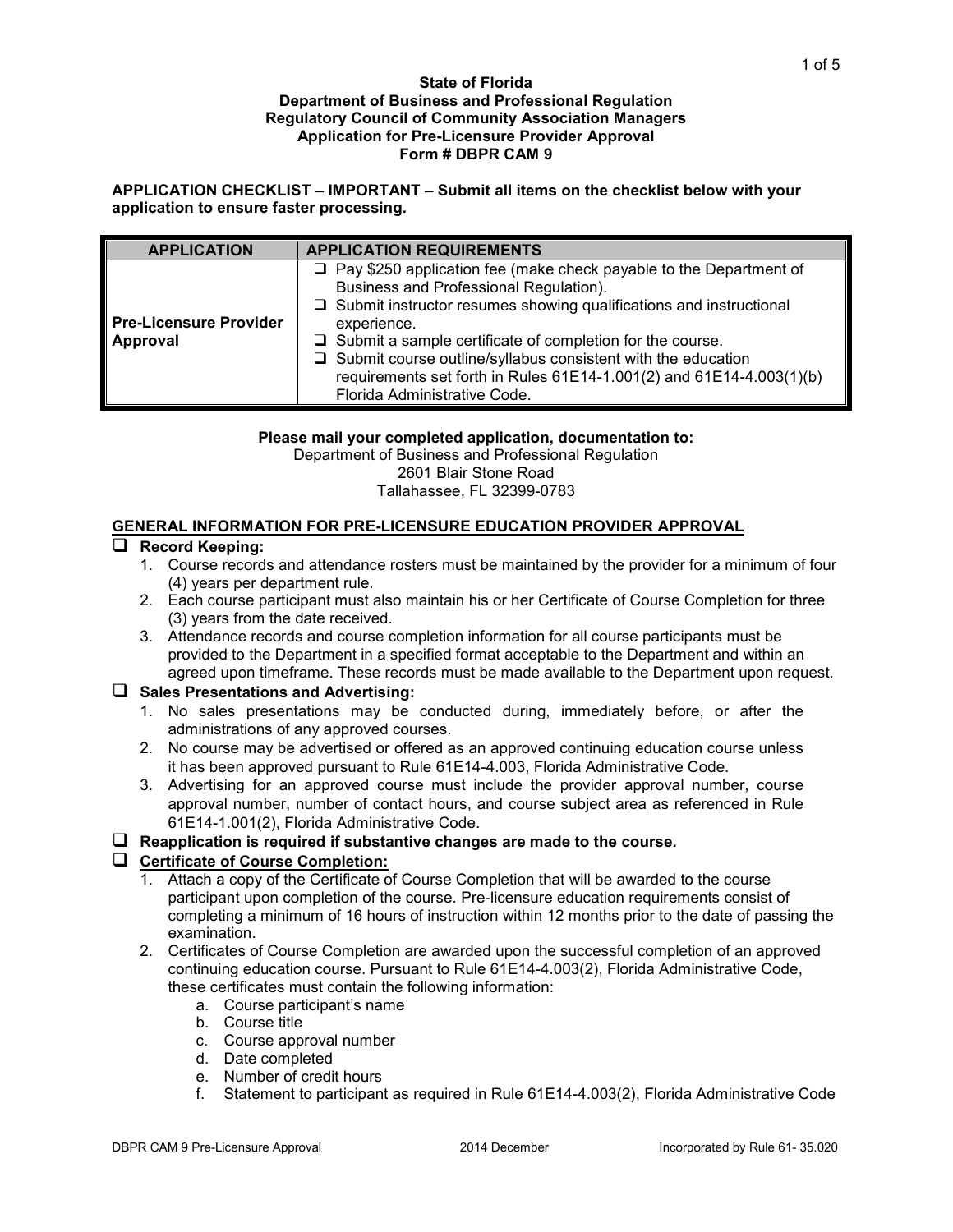**State of Florida**
**Department of Business and Professional Regulation**
**Regulatory Council of Community Association Managers**
**Application for Pre-Licensure Provider Approval**
**Form # DBPR CAM 9**

**APPLICATION CHECKLIST – IMPORTANT – Submit all items on the checklist below with your application to ensure faster processing.**

| APPLICATION | APPLICATION REQUIREMENTS |
|---|---|
| **Pre-Licensure Provider Approval** | ❑ Pay $250 application fee (make check payable to the Department of Business and Professional Regulation).<br>❑ Submit instructor resumes showing qualifications and instructional experience.<br>❑ Submit a sample certificate of completion for the course.<br>❑ Submit course outline/syllabus consistent with the education requirements set forth in Rules 61E14-1.001(2) and 61E14-4.003(1)(b) Florida Administrative Code. |

**Please mail your completed application, documentation to:**
Department of Business and Professional Regulation
2601 Blair Stone Road
Tallahassee, FL 32399-0783

## GENERAL INFORMATION FOR PRE-LICENSURE EDUCATION PROVIDER APPROVAL

❑ **Record Keeping:**

1. Course records and attendance rosters must be maintained by the provider for a minimum of four (4) years per department rule.
2. Each course participant must also maintain his or her Certificate of Course Completion for three (3) years from the date received.
3. Attendance records and course completion information for all course participants must be provided to the Department in a specified format acceptable to the Department and within an agreed upon timeframe. These records must be made available to the Department upon request.

❑ **Sales Presentations and Advertising:**

1. No sales presentations may be conducted during, immediately before, or after the administrations of any approved courses.
2. No course may be advertised or offered as an approved continuing education course unless it has been approved pursuant to Rule 61E14-4.003, Florida Administrative Code.
3. Advertising for an approved course must include the provider approval number, course approval number, number of contact hours, and course subject area as referenced in Rule 61E14-1.001(2), Florida Administrative Code.

❑ **Reapplication is required if substantive changes are made to the course.**

❑ **Certificate of Course Completion:**

1. Attach a copy of the Certificate of Course Completion that will be awarded to the course participant upon completion of the course. Pre-licensure education requirements consist of completing a minimum of 16 hours of instruction within 12 months prior to the date of passing the examination.
2. Certificates of Course Completion are awarded upon the successful completion of an approved continuing education course. Pursuant to Rule 61E14-4.003(2), Florida Administrative Code, these certificates must contain the following information:
   a. Course participant's name
   b. Course title
   c. Course approval number
   d. Date completed
   e. Number of credit hours
   f. Statement to participant as required in Rule 61E14-4.003(2), Florida Administrative Code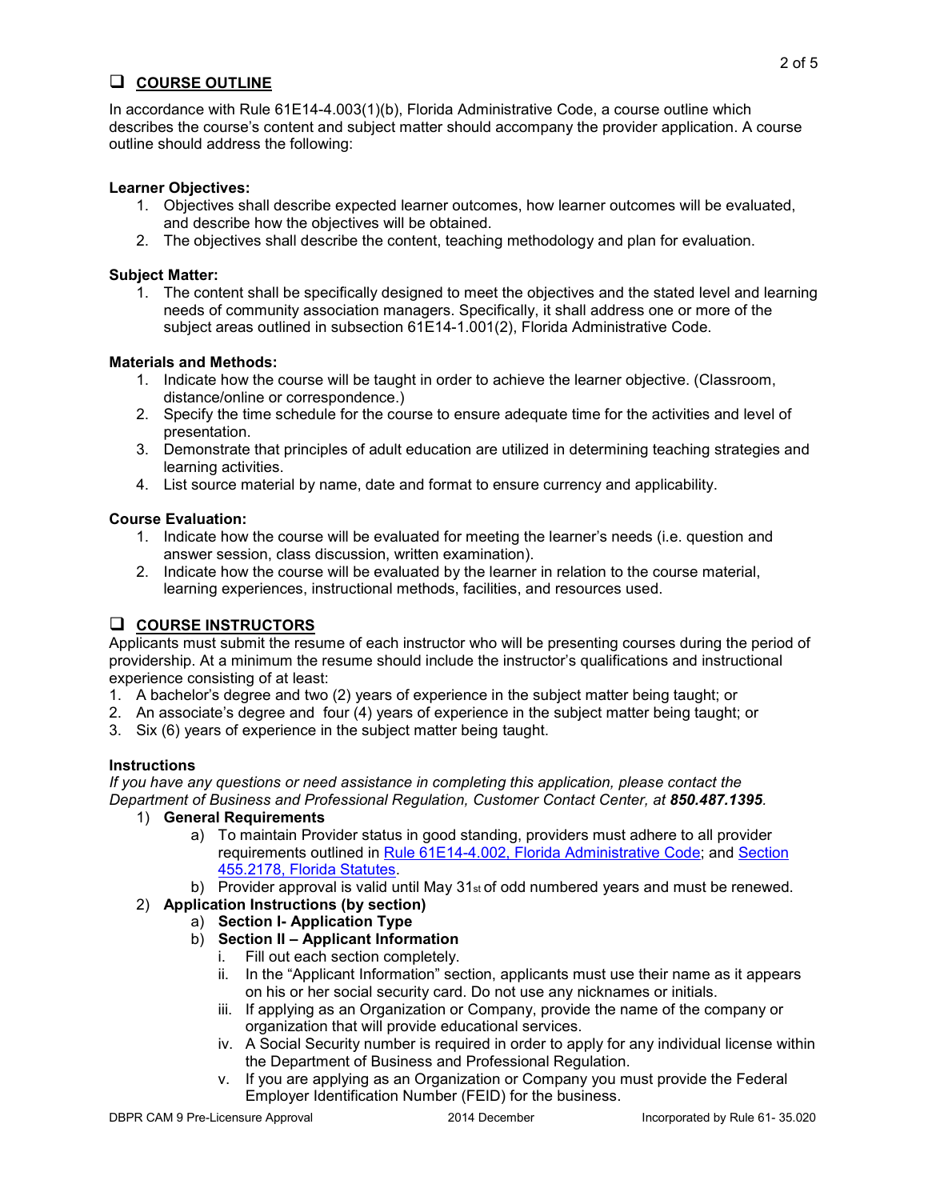## ❑ COURSE OUTLINE

In accordance with Rule 61E14-4.003(1)(b), Florida Administrative Code, a course outline which describes the course's content and subject matter should accompany the provider application. A course outline should address the following:

**Learner Objectives:**

1. Objectives shall describe expected learner outcomes, how learner outcomes will be evaluated, and describe how the objectives will be obtained.
2. The objectives shall describe the content, teaching methodology and plan for evaluation.

**Subject Matter:**

1. The content shall be specifically designed to meet the objectives and the stated level and learning needs of community association managers. Specifically, it shall address one or more of the subject areas outlined in subsection 61E14-1.001(2), Florida Administrative Code.

**Materials and Methods:**

1. Indicate how the course will be taught in order to achieve the learner objective. (Classroom, distance/online or correspondence.)
2. Specify the time schedule for the course to ensure adequate time for the activities and level of presentation.
3. Demonstrate that principles of adult education are utilized in determining teaching strategies and learning activities.
4. List source material by name, date and format to ensure currency and applicability.

**Course Evaluation:**

1. Indicate how the course will be evaluated for meeting the learner's needs (i.e. question and answer session, class discussion, written examination).
2. Indicate how the course will be evaluated by the learner in relation to the course material, learning experiences, instructional methods, facilities, and resources used.

## ❑ COURSE INSTRUCTORS

Applicants must submit the resume of each instructor who will be presenting courses during the period of providership. At a minimum the resume should include the instructor's qualifications and instructional experience consisting of at least:

1. A bachelor's degree and two (2) years of experience in the subject matter being taught; or
2. An associate's degree and four (4) years of experience in the subject matter being taught; or
3. Six (6) years of experience in the subject matter being taught.

**Instructions**

*If you have any questions or need assistance in completing this application, please contact the Department of Business and Professional Regulation, Customer Contact Center, at* ***850.487.1395****.*

1) **General Requirements**
   a) To maintain Provider status in good standing, providers must adhere to all provider requirements outlined in Rule 61E14-4.002, Florida Administrative Code; and Section 455.2178, Florida Statutes.
   b) Provider approval is valid until May 31st of odd numbered years and must be renewed.
2) **Application Instructions (by section)**
   a) **Section I- Application Type**
   b) **Section II – Applicant Information**
      i. Fill out each section completely.
      ii. In the "Applicant Information" section, applicants must use their name as it appears on his or her social security card. Do not use any nicknames or initials.
      iii. If applying as an Organization or Company, provide the name of the company or organization that will provide educational services.
      iv. A Social Security number is required in order to apply for any individual license within the Department of Business and Professional Regulation.
      v. If you are applying as an Organization or Company you must provide the Federal Employer Identification Number (FEID) for the business.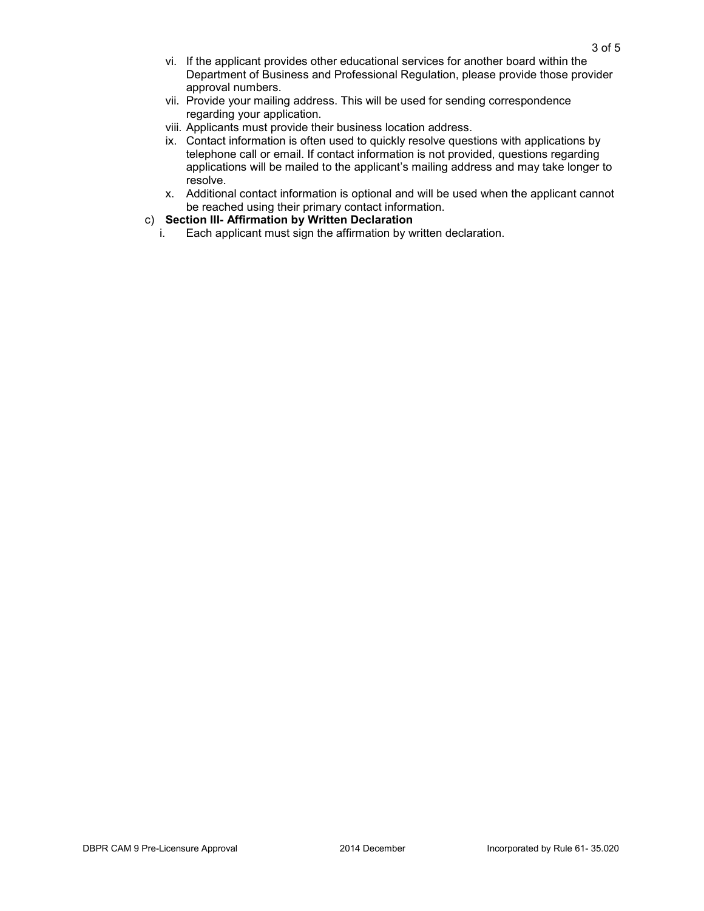vi. If the applicant provides other educational services for another board within the Department of Business and Professional Regulation, please provide those provider approval numbers.

vii. Provide your mailing address. This will be used for sending correspondence regarding your application.

viii. Applicants must provide their business location address.

ix. Contact information is often used to quickly resolve questions with applications by telephone call or email. If contact information is not provided, questions regarding applications will be mailed to the applicant's mailing address and may take longer to resolve.

x. Additional contact information is optional and will be used when the applicant cannot be reached using their primary contact information.

c) **Section III- Affirmation by Written Declaration**

i. Each applicant must sign the affirmation by written declaration.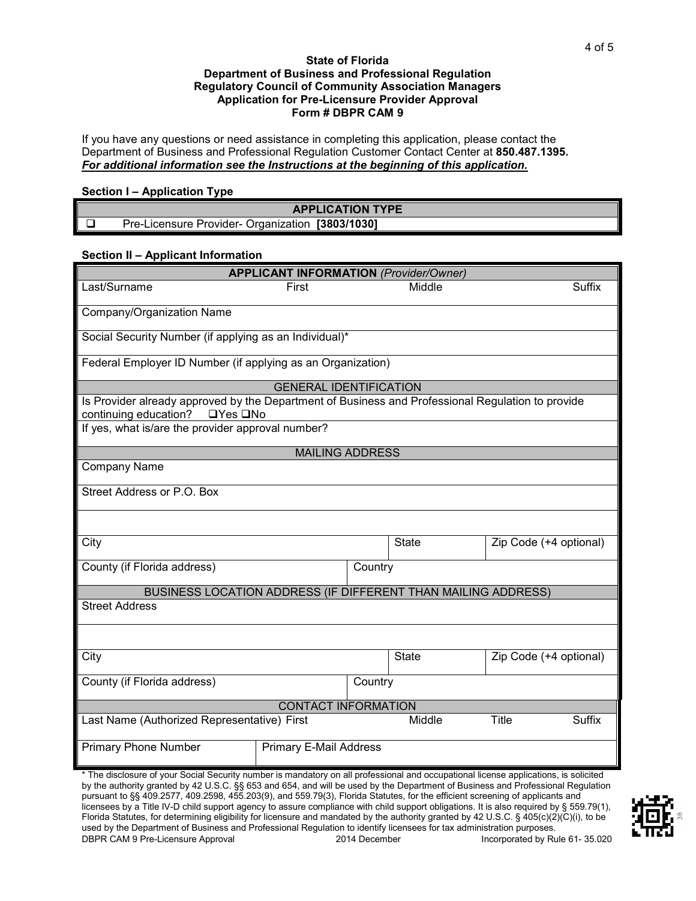**State of Florida**
**Department of Business and Professional Regulation**
**Regulatory Council of Community Association Managers**
**Application for Pre-Licensure Provider Approval**
**Form # DBPR CAM 9**

If you have any questions or need assistance in completing this application, please contact the Department of Business and Professional Regulation Customer Contact Center at **850.487.1395.**
***For additional information see the Instructions at the beginning of this application.***

**Section I – Application Type**

| APPLICATION TYPE |
|---|
| ❑ Pre-Licensure Provider- Organization **[3803/1030]** |

**Section II – Applicant Information**

| **APPLICANT INFORMATION** *(Provider/Owner)* | | | | |
|---|---|---|---|---|
| Last/Surname | First | Middle | | Suffix |
| Company/Organization Name | | | | |
| Social Security Number (if applying as an Individual)* | | | | |
| Federal Employer ID Number (if applying as an Organization) | | | | |
| GENERAL IDENTIFICATION | | | | |
| Is Provider already approved by the Department of Business and Professional Regulation to provide continuing education? ❑Yes ❑No | | | | |
| If yes, what is/are the provider approval number? | | | | |
| MAILING ADDRESS | | | | |
| Company Name | | | | |
| Street Address or P.O. Box | | | | |
| | | | | |
| City | | State | Zip Code (+4 optional) | |
| County (if Florida address) | Country | | | |
| BUSINESS LOCATION ADDRESS (IF DIFFERENT THAN MAILING ADDRESS) | | | | |
| Street Address | | | | |
| | | | | |
| City | | State | Zip Code (+4 optional) | |
| County (if Florida address) | Country | | | |
| CONTACT INFORMATION | | | | |
| Last Name (Authorized Representative) First | | Middle | Title | Suffix |
| Primary Phone Number | Primary E-Mail Address | | | |

* The disclosure of your Social Security number is mandatory on all professional and occupational license applications, is solicited by the authority granted by 42 U.S.C. §§ 653 and 654, and will be used by the Department of Business and Professional Regulation pursuant to §§ 409.2577, 409.2598, 455.203(9), and 559.79(3), Florida Statutes, for the efficient screening of applicants and licensees by a Title IV-D child support agency to assure compliance with child support obligations. It is also required by § 559.79(1), Florida Statutes, for determining eligibility for licensure and mandated by the authority granted by 42 U.S.C. § 405(c)(2)(C)(i), to be used by the Department of Business and Professional Regulation to identify licensees for tax administration purposes.

DBPR CAM 9 Pre-Licensure Approval    2014 December    Incorporated by Rule 61- 35.020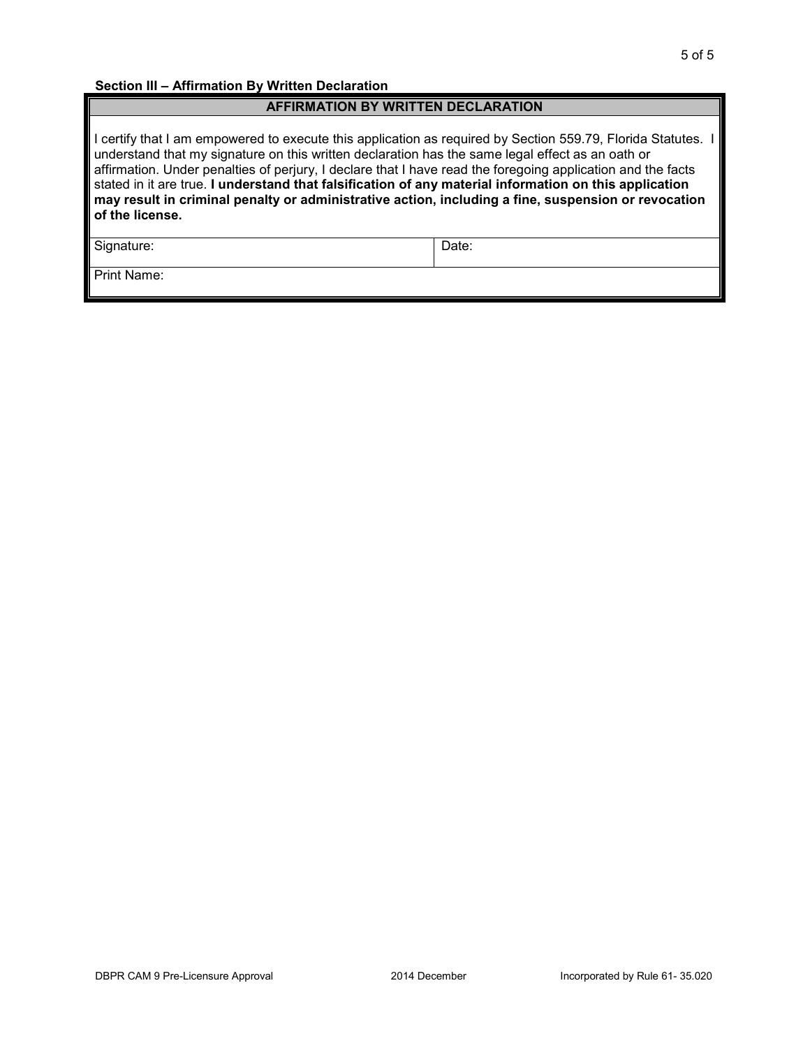### Section III – Affirmation By Written Declaration

| AFFIRMATION BY WRITTEN DECLARATION | |
| --- | --- |
| I certify that I am empowered to execute this application as required by Section 559.79, Florida Statutes. I understand that my signature on this written declaration has the same legal effect as an oath or affirmation. Under penalties of perjury, I declare that I have read the foregoing application and the facts stated in it are true. **I understand that falsification of any material information on this application may result in criminal penalty or administrative action, including a fine, suspension or revocation of the license.** | |
| Signature: | Date: |
| Print Name: | |

DBPR CAM 9 Pre-Licensure Approval 2014 December Incorporated by Rule 61- 35.020